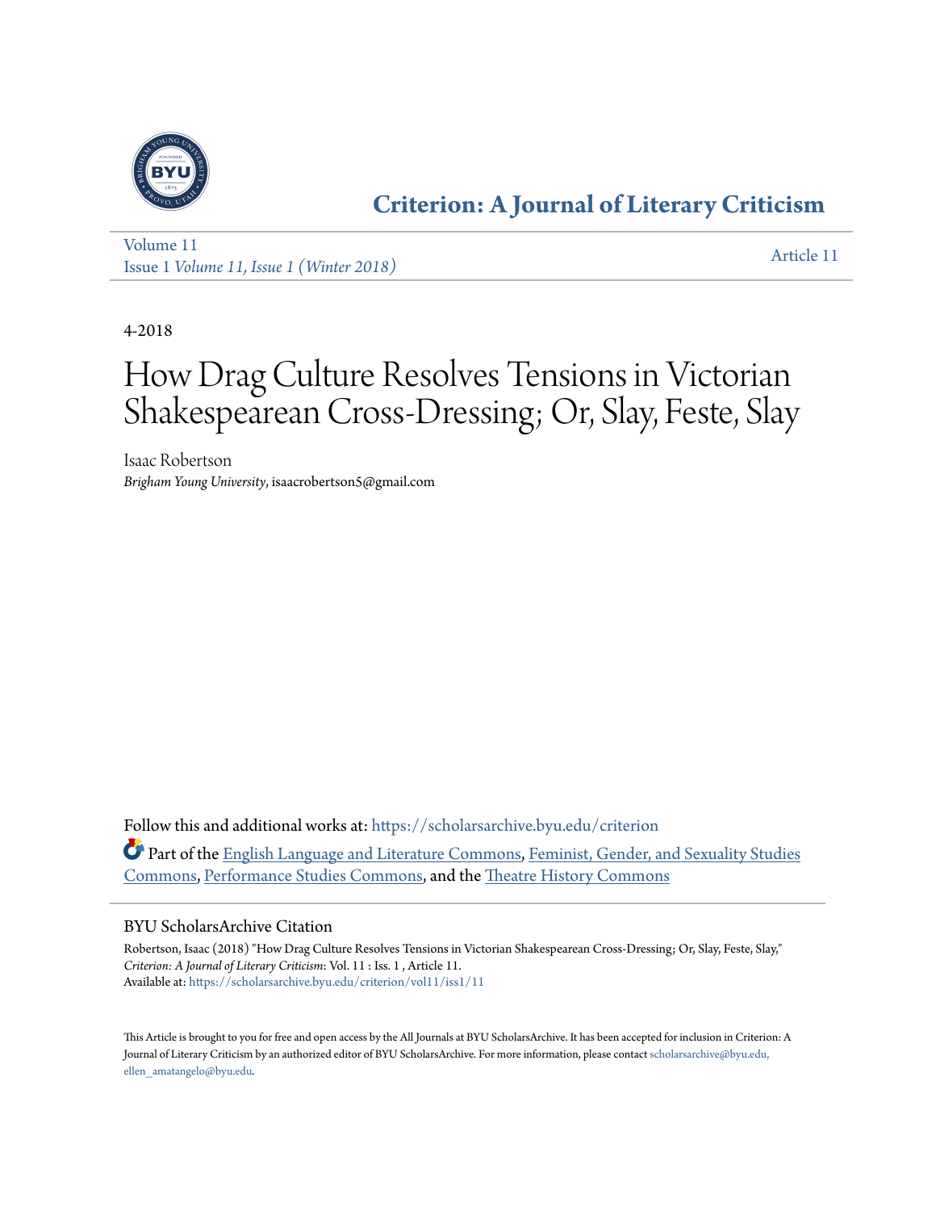# Criterion: A Journal of Literary Criticism

Volume 11
Issue 1 *Volume 11, Issue 1 (Winter 2018)*

Article 11

4-2018

# How Drag Culture Resolves Tensions in Victorian Shakespearean Cross-Dressing; Or, Slay, Feste, Slay

Isaac Robertson
*Brigham Young University*, isaacrobertson5@gmail.com

Follow this and additional works at: https://scholarsarchive.byu.edu/criterion

Part of the English Language and Literature Commons, Feminist, Gender, and Sexuality Studies Commons, Performance Studies Commons, and the Theatre History Commons

## BYU ScholarsArchive Citation

Robertson, Isaac (2018) "How Drag Culture Resolves Tensions in Victorian Shakespearean Cross-Dressing; Or, Slay, Feste, Slay," *Criterion: A Journal of Literary Criticism*: Vol. 11 : Iss. 1 , Article 11.
Available at: https://scholarsarchive.byu.edu/criterion/vol11/iss1/11

This Article is brought to you for free and open access by the All Journals at BYU ScholarsArchive. It has been accepted for inclusion in Criterion: A Journal of Literary Criticism by an authorized editor of BYU ScholarsArchive. For more information, please contact scholarsarchive@byu.edu, ellen_amatangelo@byu.edu.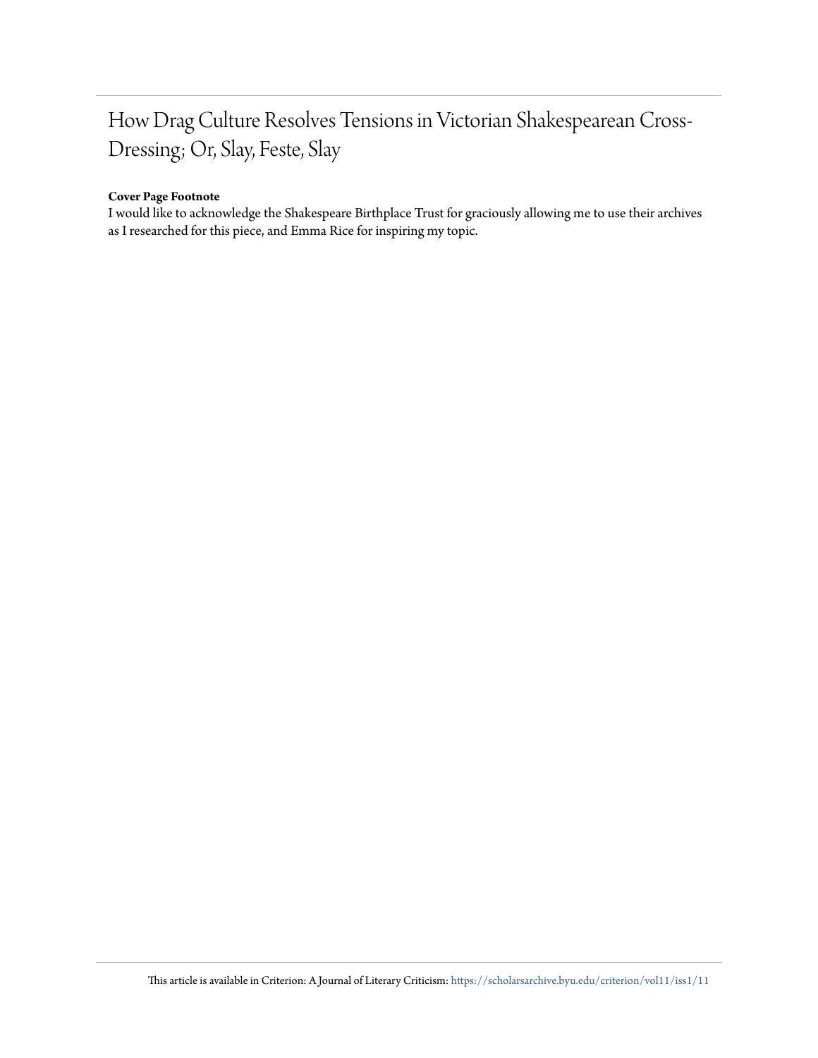# How Drag Culture Resolves Tensions in Victorian Shakespearean Cross-Dressing; Or, Slay, Feste, Slay

**Cover Page Footnote**

I would like to acknowledge the Shakespeare Birthplace Trust for graciously allowing me to use their archives as I researched for this piece, and Emma Rice for inspiring my topic.

This article is available in Criterion: A Journal of Literary Criticism: https://scholarsarchive.byu.edu/criterion/vol11/iss1/11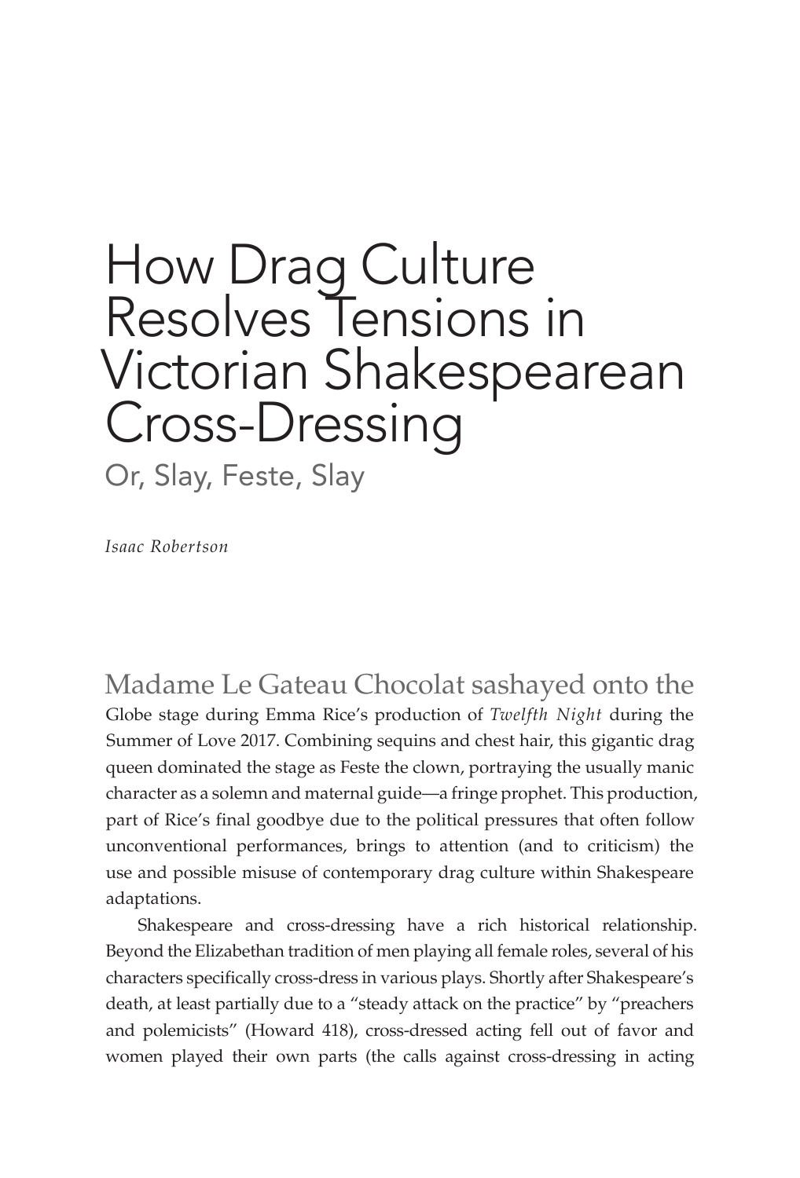# How Drag Culture Resolves Tensions in Victorian Shakespearean Cross-Dressing

## Or, Slay, Feste, Slay

*Isaac Robertson*

Madame Le Gateau Chocolat sashayed onto the Globe stage during Emma Rice's production of *Twelfth Night* during the Summer of Love 2017. Combining sequins and chest hair, this gigantic drag queen dominated the stage as Feste the clown, portraying the usually manic character as a solemn and maternal guide—a fringe prophet. This production, part of Rice's final goodbye due to the political pressures that often follow unconventional performances, brings to attention (and to criticism) the use and possible misuse of contemporary drag culture within Shakespeare adaptations.

Shakespeare and cross-dressing have a rich historical relationship. Beyond the Elizabethan tradition of men playing all female roles, several of his characters specifically cross-dress in various plays. Shortly after Shakespeare's death, at least partially due to a "steady attack on the practice" by "preachers and polemicists" (Howard 418), cross-dressed acting fell out of favor and women played their own parts (the calls against cross-dressing in acting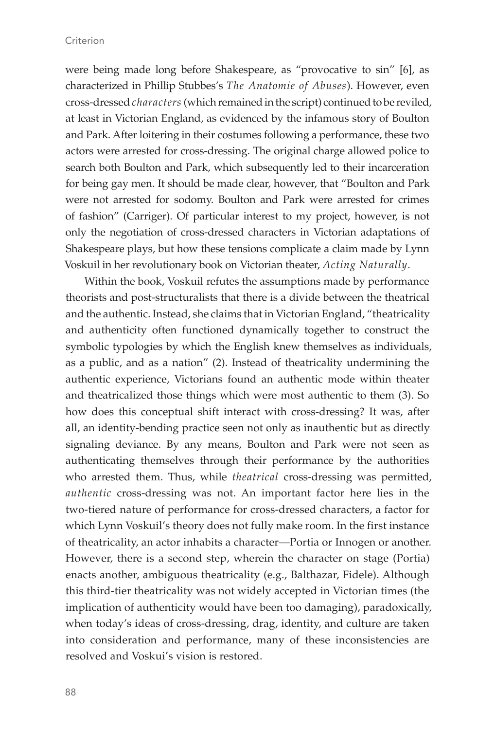were being made long before Shakespeare, as "provocative to sin" [6], as characterized in Phillip Stubbes's *The Anatomie of Abuses*). However, even cross-dressed *characters* (which remained in the script) continued to be reviled, at least in Victorian England, as evidenced by the infamous story of Boulton and Park. After loitering in their costumes following a performance, these two actors were arrested for cross-dressing. The original charge allowed police to search both Boulton and Park, which subsequently led to their incarceration for being gay men. It should be made clear, however, that "Boulton and Park were not arrested for sodomy. Boulton and Park were arrested for crimes of fashion" (Carriger). Of particular interest to my project, however, is not only the negotiation of cross-dressed characters in Victorian adaptations of Shakespeare plays, but how these tensions complicate a claim made by Lynn Voskuil in her revolutionary book on Victorian theater, *Acting Naturally*.

Within the book, Voskuil refutes the assumptions made by performance theorists and post-structuralists that there is a divide between the theatrical and the authentic. Instead, she claims that in Victorian England, "theatricality and authenticity often functioned dynamically together to construct the symbolic typologies by which the English knew themselves as individuals, as a public, and as a nation" (2). Instead of theatricality undermining the authentic experience, Victorians found an authentic mode within theater and theatricalized those things which were most authentic to them (3). So how does this conceptual shift interact with cross-dressing? It was, after all, an identity-bending practice seen not only as inauthentic but as directly signaling deviance. By any means, Boulton and Park were not seen as authenticating themselves through their performance by the authorities who arrested them. Thus, while *theatrical* cross-dressing was permitted, *authentic* cross-dressing was not. An important factor here lies in the two-tiered nature of performance for cross-dressed characters, a factor for which Lynn Voskuil's theory does not fully make room. In the first instance of theatricality, an actor inhabits a character—Portia or Innogen or another. However, there is a second step, wherein the character on stage (Portia) enacts another, ambiguous theatricality (e.g., Balthazar, Fidele). Although this third-tier theatricality was not widely accepted in Victorian times (the implication of authenticity would have been too damaging), paradoxically, when today's ideas of cross-dressing, drag, identity, and culture are taken into consideration and performance, many of these inconsistencies are resolved and Voskui's vision is restored.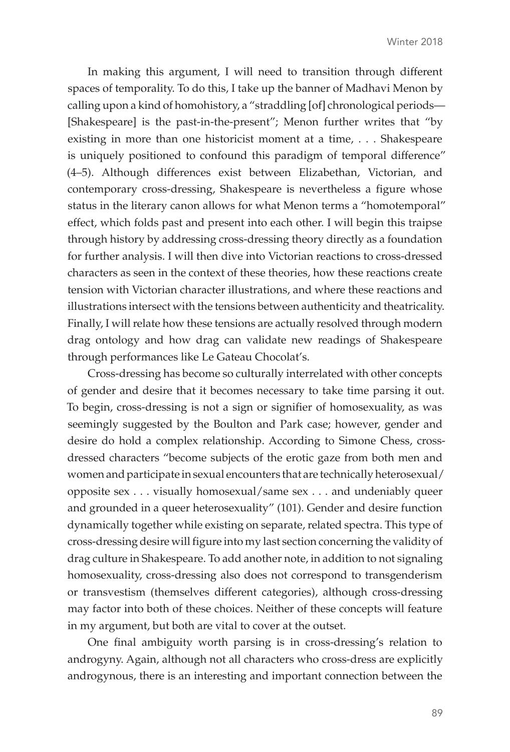In making this argument, I will need to transition through different spaces of temporality. To do this, I take up the banner of Madhavi Menon by calling upon a kind of homohistory, a "straddling [of] chronological periods—[Shakespeare] is the past-in-the-present"; Menon further writes that "by existing in more than one historicist moment at a time, . . . Shakespeare is uniquely positioned to confound this paradigm of temporal difference" (4–5). Although differences exist between Elizabethan, Victorian, and contemporary cross-dressing, Shakespeare is nevertheless a figure whose status in the literary canon allows for what Menon terms a "homotemporal" effect, which folds past and present into each other. I will begin this traipse through history by addressing cross-dressing theory directly as a foundation for further analysis. I will then dive into Victorian reactions to cross-dressed characters as seen in the context of these theories, how these reactions create tension with Victorian character illustrations, and where these reactions and illustrations intersect with the tensions between authenticity and theatricality. Finally, I will relate how these tensions are actually resolved through modern drag ontology and how drag can validate new readings of Shakespeare through performances like Le Gateau Chocolat's.

Cross-dressing has become so culturally interrelated with other concepts of gender and desire that it becomes necessary to take time parsing it out. To begin, cross-dressing is not a sign or signifier of homosexuality, as was seemingly suggested by the Boulton and Park case; however, gender and desire do hold a complex relationship. According to Simone Chess, cross-dressed characters "become subjects of the erotic gaze from both men and women and participate in sexual encounters that are technically heterosexual/opposite sex . . . visually homosexual/same sex . . . and undeniably queer and grounded in a queer heterosexuality" (101). Gender and desire function dynamically together while existing on separate, related spectra. This type of cross-dressing desire will figure into my last section concerning the validity of drag culture in Shakespeare. To add another note, in addition to not signaling homosexuality, cross-dressing also does not correspond to transgenderism or transvestism (themselves different categories), although cross-dressing may factor into both of these choices. Neither of these concepts will feature in my argument, but both are vital to cover at the outset.

One final ambiguity worth parsing is in cross-dressing's relation to androgyny. Again, although not all characters who cross-dress are explicitly androgynous, there is an interesting and important connection between the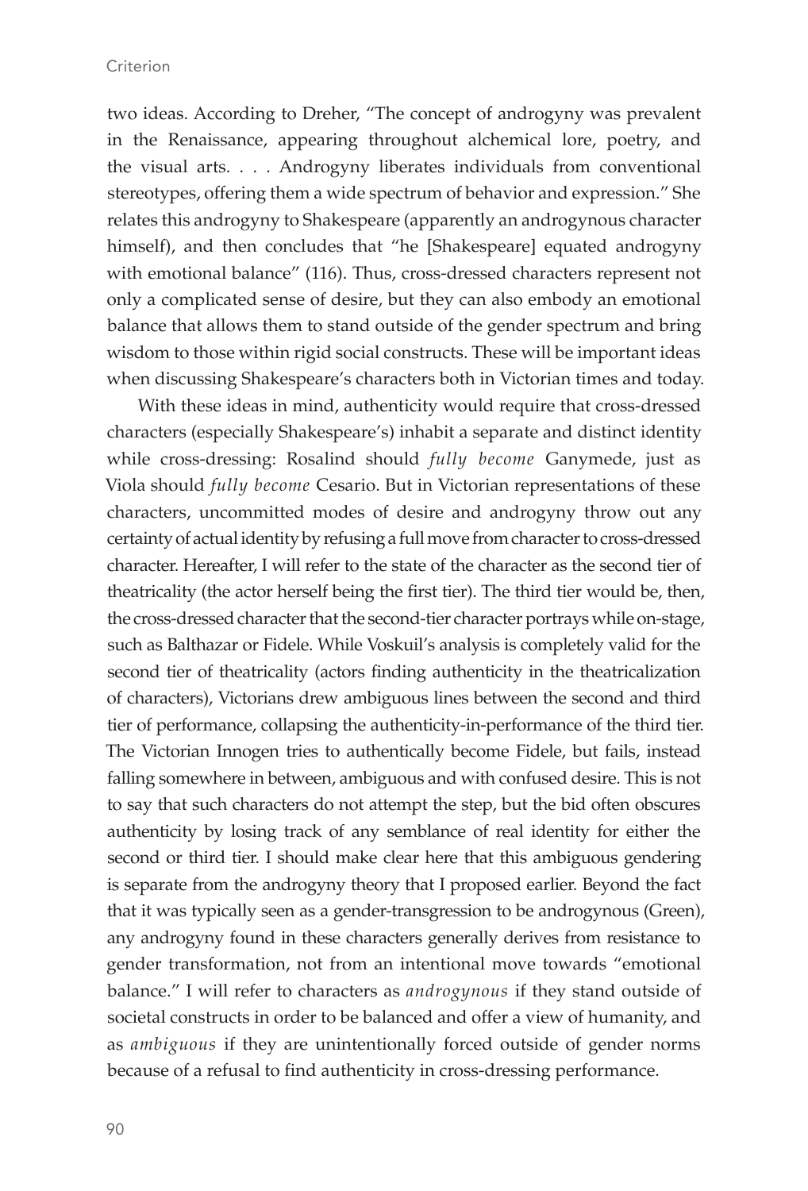two ideas. According to Dreher, "The concept of androgyny was prevalent in the Renaissance, appearing throughout alchemical lore, poetry, and the visual arts. . . . Androgyny liberates individuals from conventional stereotypes, offering them a wide spectrum of behavior and expression." She relates this androgyny to Shakespeare (apparently an androgynous character himself), and then concludes that "he [Shakespeare] equated androgyny with emotional balance" (116). Thus, cross-dressed characters represent not only a complicated sense of desire, but they can also embody an emotional balance that allows them to stand outside of the gender spectrum and bring wisdom to those within rigid social constructs. These will be important ideas when discussing Shakespeare's characters both in Victorian times and today.

With these ideas in mind, authenticity would require that cross-dressed characters (especially Shakespeare's) inhabit a separate and distinct identity while cross-dressing: Rosalind should *fully become* Ganymede, just as Viola should *fully become* Cesario. But in Victorian representations of these characters, uncommitted modes of desire and androgyny throw out any certainty of actual identity by refusing a full move from character to cross-dressed character. Hereafter, I will refer to the state of the character as the second tier of theatricality (the actor herself being the first tier). The third tier would be, then, the cross-dressed character that the second-tier character portrays while on-stage, such as Balthazar or Fidele. While Voskuil's analysis is completely valid for the second tier of theatricality (actors finding authenticity in the theatricalization of characters), Victorians drew ambiguous lines between the second and third tier of performance, collapsing the authenticity-in-performance of the third tier. The Victorian Innogen tries to authentically become Fidele, but fails, instead falling somewhere in between, ambiguous and with confused desire. This is not to say that such characters do not attempt the step, but the bid often obscures authenticity by losing track of any semblance of real identity for either the second or third tier. I should make clear here that this ambiguous gendering is separate from the androgyny theory that I proposed earlier. Beyond the fact that it was typically seen as a gender-transgression to be androgynous (Green), any androgyny found in these characters generally derives from resistance to gender transformation, not from an intentional move towards "emotional balance." I will refer to characters as *androgynous* if they stand outside of societal constructs in order to be balanced and offer a view of humanity, and as *ambiguous* if they are unintentionally forced outside of gender norms because of a refusal to find authenticity in cross-dressing performance.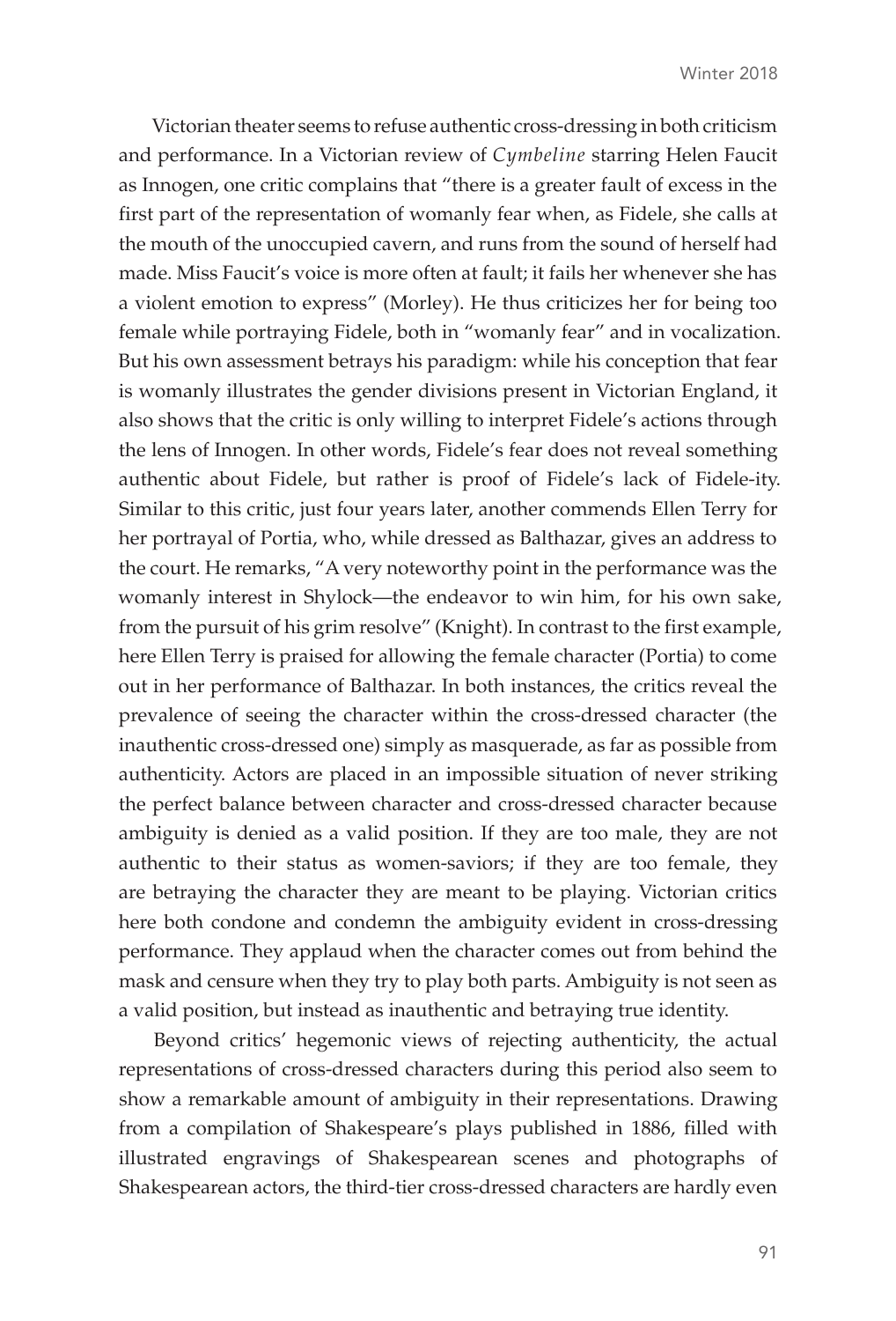Victorian theater seems to refuse authentic cross-dressing in both criticism and performance. In a Victorian review of *Cymbeline* starring Helen Faucit as Innogen, one critic complains that "there is a greater fault of excess in the first part of the representation of womanly fear when, as Fidele, she calls at the mouth of the unoccupied cavern, and runs from the sound of herself had made. Miss Faucit's voice is more often at fault; it fails her whenever she has a violent emotion to express" (Morley). He thus criticizes her for being too female while portraying Fidele, both in "womanly fear" and in vocalization. But his own assessment betrays his paradigm: while his conception that fear is womanly illustrates the gender divisions present in Victorian England, it also shows that the critic is only willing to interpret Fidele's actions through the lens of Innogen. In other words, Fidele's fear does not reveal something authentic about Fidele, but rather is proof of Fidele's lack of Fidele-ity. Similar to this critic, just four years later, another commends Ellen Terry for her portrayal of Portia, who, while dressed as Balthazar, gives an address to the court. He remarks, "A very noteworthy point in the performance was the womanly interest in Shylock—the endeavor to win him, for his own sake, from the pursuit of his grim resolve" (Knight). In contrast to the first example, here Ellen Terry is praised for allowing the female character (Portia) to come out in her performance of Balthazar. In both instances, the critics reveal the prevalence of seeing the character within the cross-dressed character (the inauthentic cross-dressed one) simply as masquerade, as far as possible from authenticity. Actors are placed in an impossible situation of never striking the perfect balance between character and cross-dressed character because ambiguity is denied as a valid position. If they are too male, they are not authentic to their status as women-saviors; if they are too female, they are betraying the character they are meant to be playing. Victorian critics here both condone and condemn the ambiguity evident in cross-dressing performance. They applaud when the character comes out from behind the mask and censure when they try to play both parts. Ambiguity is not seen as a valid position, but instead as inauthentic and betraying true identity.

Beyond critics' hegemonic views of rejecting authenticity, the actual representations of cross-dressed characters during this period also seem to show a remarkable amount of ambiguity in their representations. Drawing from a compilation of Shakespeare's plays published in 1886, filled with illustrated engravings of Shakespearean scenes and photographs of Shakespearean actors, the third-tier cross-dressed characters are hardly even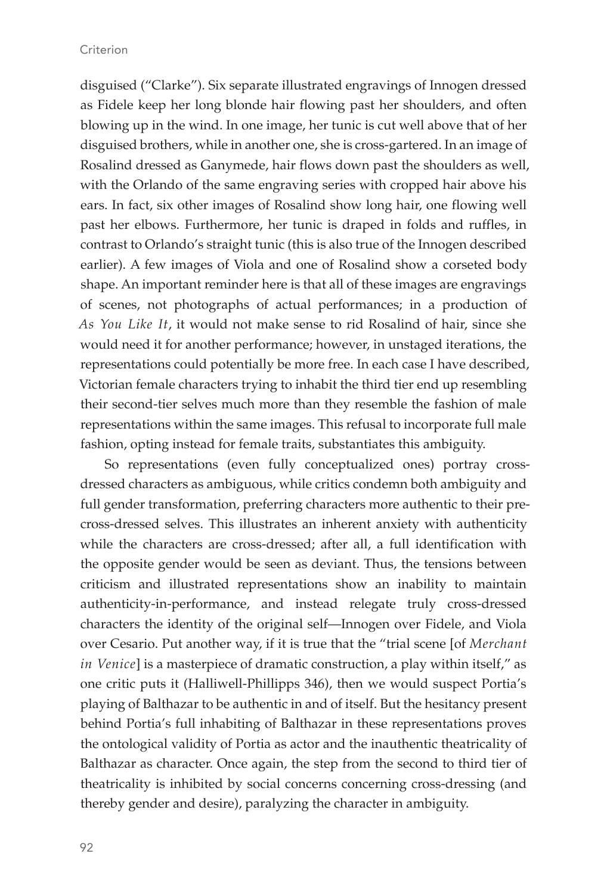disguised ("Clarke"). Six separate illustrated engravings of Innogen dressed as Fidele keep her long blonde hair flowing past her shoulders, and often blowing up in the wind. In one image, her tunic is cut well above that of her disguised brothers, while in another one, she is cross-gartered. In an image of Rosalind dressed as Ganymede, hair flows down past the shoulders as well, with the Orlando of the same engraving series with cropped hair above his ears. In fact, six other images of Rosalind show long hair, one flowing well past her elbows. Furthermore, her tunic is draped in folds and ruffles, in contrast to Orlando's straight tunic (this is also true of the Innogen described earlier). A few images of Viola and one of Rosalind show a corseted body shape. An important reminder here is that all of these images are engravings of scenes, not photographs of actual performances; in a production of *As You Like It*, it would not make sense to rid Rosalind of hair, since she would need it for another performance; however, in unstaged iterations, the representations could potentially be more free. In each case I have described, Victorian female characters trying to inhabit the third tier end up resembling their second-tier selves much more than they resemble the fashion of male representations within the same images. This refusal to incorporate full male fashion, opting instead for female traits, substantiates this ambiguity.

So representations (even fully conceptualized ones) portray cross-dressed characters as ambiguous, while critics condemn both ambiguity and full gender transformation, preferring characters more authentic to their pre-cross-dressed selves. This illustrates an inherent anxiety with authenticity while the characters are cross-dressed; after all, a full identification with the opposite gender would be seen as deviant. Thus, the tensions between criticism and illustrated representations show an inability to maintain authenticity-in-performance, and instead relegate truly cross-dressed characters the identity of the original self—Innogen over Fidele, and Viola over Cesario. Put another way, if it is true that the "trial scene [of *Merchant in Venice*] is a masterpiece of dramatic construction, a play within itself," as one critic puts it (Halliwell-Phillipps 346), then we would suspect Portia's playing of Balthazar to be authentic in and of itself. But the hesitancy present behind Portia's full inhabiting of Balthazar in these representations proves the ontological validity of Portia as actor and the inauthentic theatricality of Balthazar as character. Once again, the step from the second to third tier of theatricality is inhibited by social concerns concerning cross-dressing (and thereby gender and desire), paralyzing the character in ambiguity.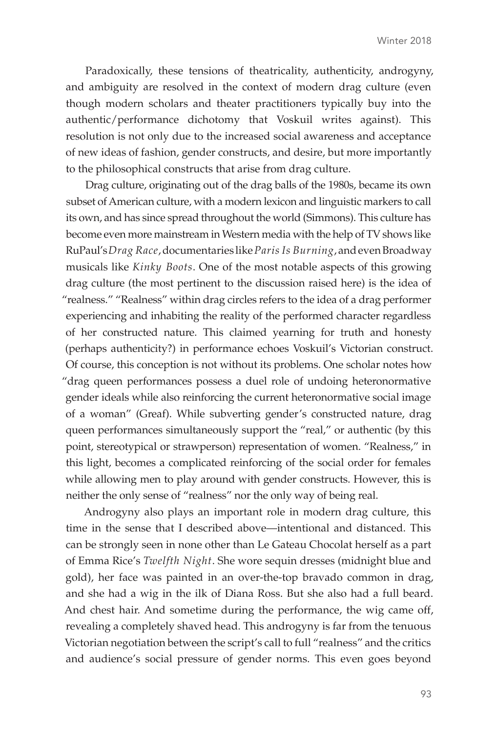Paradoxically, these tensions of theatricality, authenticity, androgyny, and ambiguity are resolved in the context of modern drag culture (even though modern scholars and theater practitioners typically buy into the authentic/performance dichotomy that Voskuil writes against). This resolution is not only due to the increased social awareness and acceptance of new ideas of fashion, gender constructs, and desire, but more importantly to the philosophical constructs that arise from drag culture.

Drag culture, originating out of the drag balls of the 1980s, became its own subset of American culture, with a modern lexicon and linguistic markers to call its own, and has since spread throughout the world (Simmons). This culture has become even more mainstream in Western media with the help of TV shows like RuPaul's *Drag Race*, documentaries like *Paris Is Burning*, and even Broadway musicals like *Kinky Boots*. One of the most notable aspects of this growing drag culture (the most pertinent to the discussion raised here) is the idea of "realness." "Realness" within drag circles refers to the idea of a drag performer experiencing and inhabiting the reality of the performed character regardless of her constructed nature. This claimed yearning for truth and honesty (perhaps authenticity?) in performance echoes Voskuil's Victorian construct. Of course, this conception is not without its problems. One scholar notes how "drag queen performances possess a duel role of undoing heteronormative gender ideals while also reinforcing the current heteronormative social image of a woman" (Greaf). While subverting gender's constructed nature, drag queen performances simultaneously support the "real," or authentic (by this point, stereotypical or strawperson) representation of women. "Realness," in this light, becomes a complicated reinforcing of the social order for females while allowing men to play around with gender constructs. However, this is neither the only sense of "realness" nor the only way of being real.

Androgyny also plays an important role in modern drag culture, this time in the sense that I described above—intentional and distanced. This can be strongly seen in none other than Le Gateau Chocolat herself as a part of Emma Rice's *Twelfth Night*. She wore sequin dresses (midnight blue and gold), her face was painted in an over-the-top bravado common in drag, and she had a wig in the ilk of Diana Ross. But she also had a full beard. And chest hair. And sometime during the performance, the wig came off, revealing a completely shaved head. This androgyny is far from the tenuous Victorian negotiation between the script's call to full "realness" and the critics and audience's social pressure of gender norms. This even goes beyond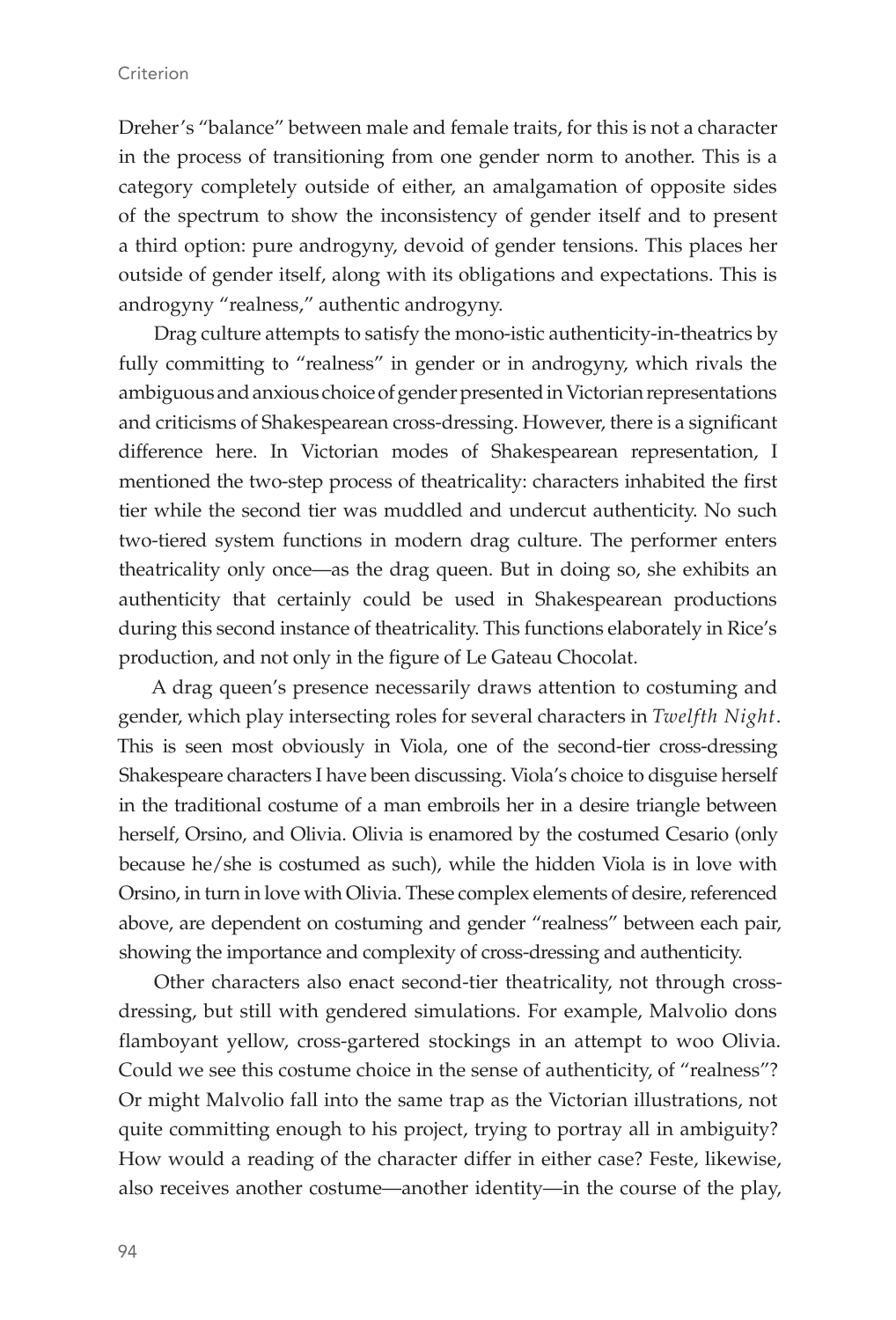Dreher's "balance" between male and female traits, for this is not a character in the process of transitioning from one gender norm to another. This is a category completely outside of either, an amalgamation of opposite sides of the spectrum to show the inconsistency of gender itself and to present a third option: pure androgyny, devoid of gender tensions. This places her outside of gender itself, along with its obligations and expectations. This is androgyny "realness," authentic androgyny.

Drag culture attempts to satisfy the mono-istic authenticity-in-theatrics by fully committing to "realness" in gender or in androgyny, which rivals the ambiguous and anxious choice of gender presented in Victorian representations and criticisms of Shakespearean cross-dressing. However, there is a significant difference here. In Victorian modes of Shakespearean representation, I mentioned the two-step process of theatricality: characters inhabited the first tier while the second tier was muddled and undercut authenticity. No such two-tiered system functions in modern drag culture. The performer enters theatricality only once—as the drag queen. But in doing so, she exhibits an authenticity that certainly could be used in Shakespearean productions during this second instance of theatricality. This functions elaborately in Rice's production, and not only in the figure of Le Gateau Chocolat.

A drag queen's presence necessarily draws attention to costuming and gender, which play intersecting roles for several characters in *Twelfth Night*. This is seen most obviously in Viola, one of the second-tier cross-dressing Shakespeare characters I have been discussing. Viola's choice to disguise herself in the traditional costume of a man embroils her in a desire triangle between herself, Orsino, and Olivia. Olivia is enamored by the costumed Cesario (only because he/she is costumed as such), while the hidden Viola is in love with Orsino, in turn in love with Olivia. These complex elements of desire, referenced above, are dependent on costuming and gender "realness" between each pair, showing the importance and complexity of cross-dressing and authenticity.

Other characters also enact second-tier theatricality, not through cross-dressing, but still with gendered simulations. For example, Malvolio dons flamboyant yellow, cross-gartered stockings in an attempt to woo Olivia. Could we see this costume choice in the sense of authenticity, of "realness"? Or might Malvolio fall into the same trap as the Victorian illustrations, not quite committing enough to his project, trying to portray all in ambiguity? How would a reading of the character differ in either case? Feste, likewise, also receives another costume—another identity—in the course of the play,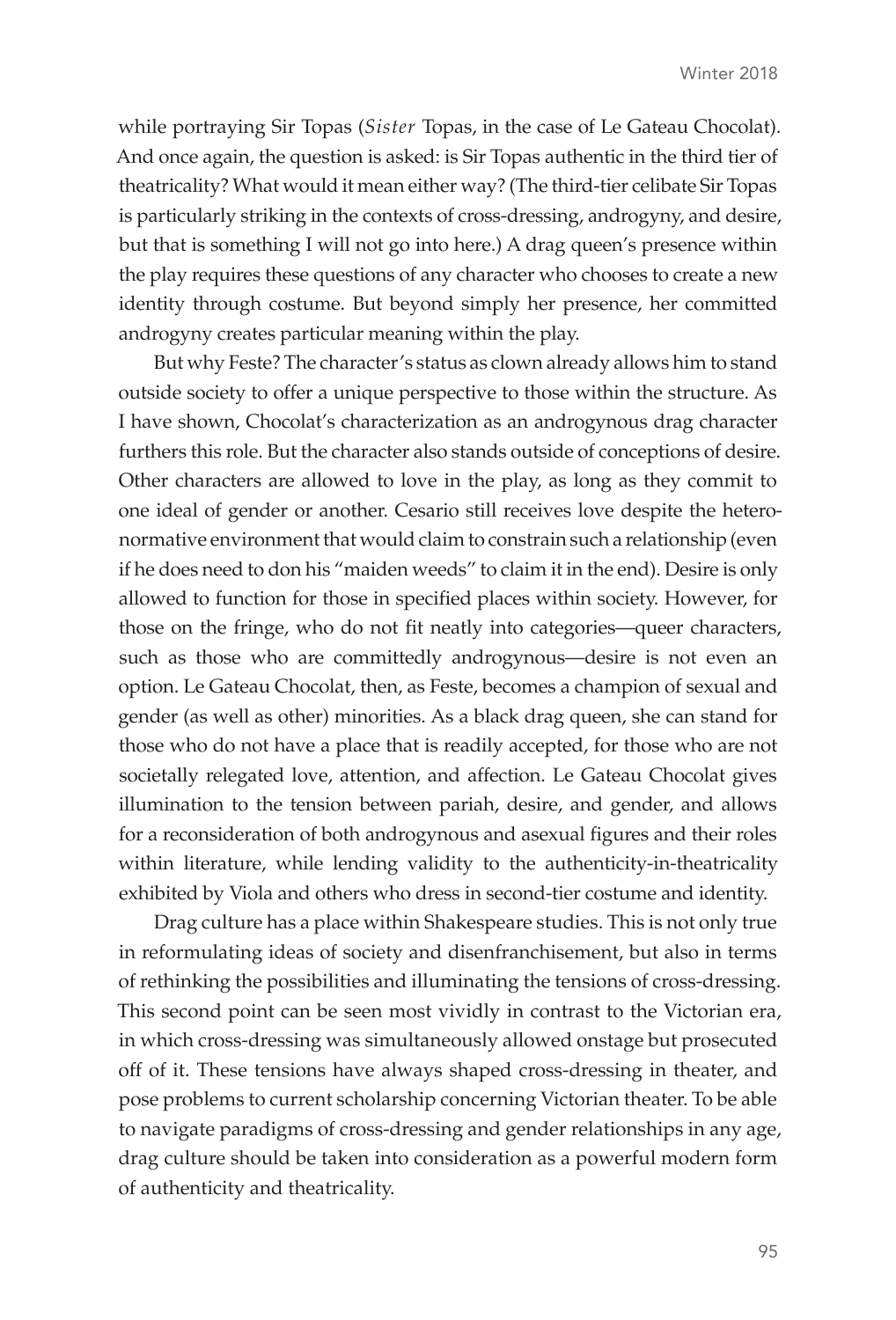while portraying Sir Topas (*Sister* Topas, in the case of Le Gateau Chocolat). And once again, the question is asked: is Sir Topas authentic in the third tier of theatricality? What would it mean either way? (The third-tier celibate Sir Topas is particularly striking in the contexts of cross-dressing, androgyny, and desire, but that is something I will not go into here.) A drag queen's presence within the play requires these questions of any character who chooses to create a new identity through costume. But beyond simply her presence, her committed androgyny creates particular meaning within the play.

But why Feste? The character's status as clown already allows him to stand outside society to offer a unique perspective to those within the structure. As I have shown, Chocolat's characterization as an androgynous drag character furthers this role. But the character also stands outside of conceptions of desire. Other characters are allowed to love in the play, as long as they commit to one ideal of gender or another. Cesario still receives love despite the heteronormative environment that would claim to constrain such a relationship (even if he does need to don his "maiden weeds" to claim it in the end). Desire is only allowed to function for those in specified places within society. However, for those on the fringe, who do not fit neatly into categories—queer characters, such as those who are committedly androgynous—desire is not even an option. Le Gateau Chocolat, then, as Feste, becomes a champion of sexual and gender (as well as other) minorities. As a black drag queen, she can stand for those who do not have a place that is readily accepted, for those who are not societally relegated love, attention, and affection. Le Gateau Chocolat gives illumination to the tension between pariah, desire, and gender, and allows for a reconsideration of both androgynous and asexual figures and their roles within literature, while lending validity to the authenticity-in-theatricality exhibited by Viola and others who dress in second-tier costume and identity.

Drag culture has a place within Shakespeare studies. This is not only true in reformulating ideas of society and disenfranchisement, but also in terms of rethinking the possibilities and illuminating the tensions of cross-dressing. This second point can be seen most vividly in contrast to the Victorian era, in which cross-dressing was simultaneously allowed onstage but prosecuted off of it. These tensions have always shaped cross-dressing in theater, and pose problems to current scholarship concerning Victorian theater. To be able to navigate paradigms of cross-dressing and gender relationships in any age, drag culture should be taken into consideration as a powerful modern form of authenticity and theatricality.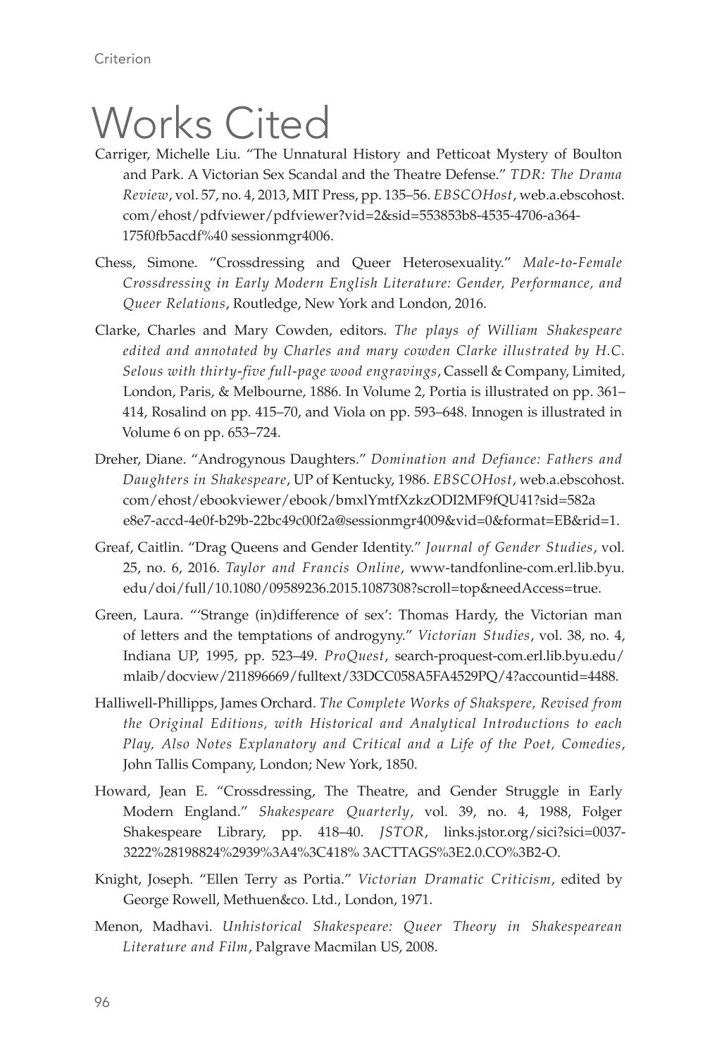# Works Cited

Carriger, Michelle Liu. "The Unnatural History and Petticoat Mystery of Boulton and Park. A Victorian Sex Scandal and the Theatre Defense." *TDR: The Drama Review*, vol. 57, no. 4, 2013, MIT Press, pp. 135–56. *EBSCOHost*, web.a.ebscohost.com/ehost/pdfviewer/pdfviewer?vid=2&sid=553853b8-4535-4706-a364-175f0fb5acdf%40 sessionmgr4006.

Chess, Simone. "Crossdressing and Queer Heterosexuality." *Male-to-Female Crossdressing in Early Modern English Literature: Gender, Performance, and Queer Relations*, Routledge, New York and London, 2016.

Clarke, Charles and Mary Cowden, editors. *The plays of William Shakespeare edited and annotated by Charles and mary cowden Clarke illustrated by H.C. Selous with thirty-five full-page wood engravings*, Cassell & Company, Limited, London, Paris, & Melbourne, 1886. In Volume 2, Portia is illustrated on pp. 361–414, Rosalind on pp. 415–70, and Viola on pp. 593–648. Innogen is illustrated in Volume 6 on pp. 653–724.

Dreher, Diane. "Androgynous Daughters." *Domination and Defiance: Fathers and Daughters in Shakespeare*, UP of Kentucky, 1986. *EBSCOHost*, web.a.ebscohost.com/ehost/ebookviewer/ebook/bmxlYmtfXzkzODI2MF9fQU41?sid=582ae8e7-accd-4e0f-b29b-22bc49c00f2a@sessionmgr4009&vid=0&format=EB&rid=1.

Greaf, Caitlin. "Drag Queens and Gender Identity." *Journal of Gender Studies*, vol. 25, no. 6, 2016. *Taylor and Francis Online*, www-tandfonline-com.erl.lib.byu.edu/doi/full/10.1080/09589236.2015.1087308?scroll=top&needAccess=true.

Green, Laura. "'Strange (in)difference of sex': Thomas Hardy, the Victorian man of letters and the temptations of androgyny." *Victorian Studies*, vol. 38, no. 4, Indiana UP, 1995, pp. 523–49. *ProQuest*, search-proquest-com.erl.lib.byu.edu/mlaib/docview/211896669/fulltext/33DCC058A5FA4529PQ/4?accountid=4488.

Halliwell-Phillipps, James Orchard. *The Complete Works of Shakspere, Revised from the Original Editions, with Historical and Analytical Introductions to each Play, Also Notes Explanatory and Critical and a Life of the Poet, Comedies*, John Tallis Company, London; New York, 1850.

Howard, Jean E. "Crossdressing, The Theatre, and Gender Struggle in Early Modern England." *Shakespeare Quarterly*, vol. 39, no. 4, 1988, Folger Shakespeare Library, pp. 418–40. *JSTOR*, links.jstor.org/sici?sici=0037-3222%28198824%2939%3A4%3C418% 3ACTTAGS%3E2.0.CO%3B2-O.

Knight, Joseph. "Ellen Terry as Portia." *Victorian Dramatic Criticism*, edited by George Rowell, Methuen&co. Ltd., London, 1971.

Menon, Madhavi. *Unhistorical Shakespeare: Queer Theory in Shakespearean Literature and Film*, Palgrave Macmilan US, 2008.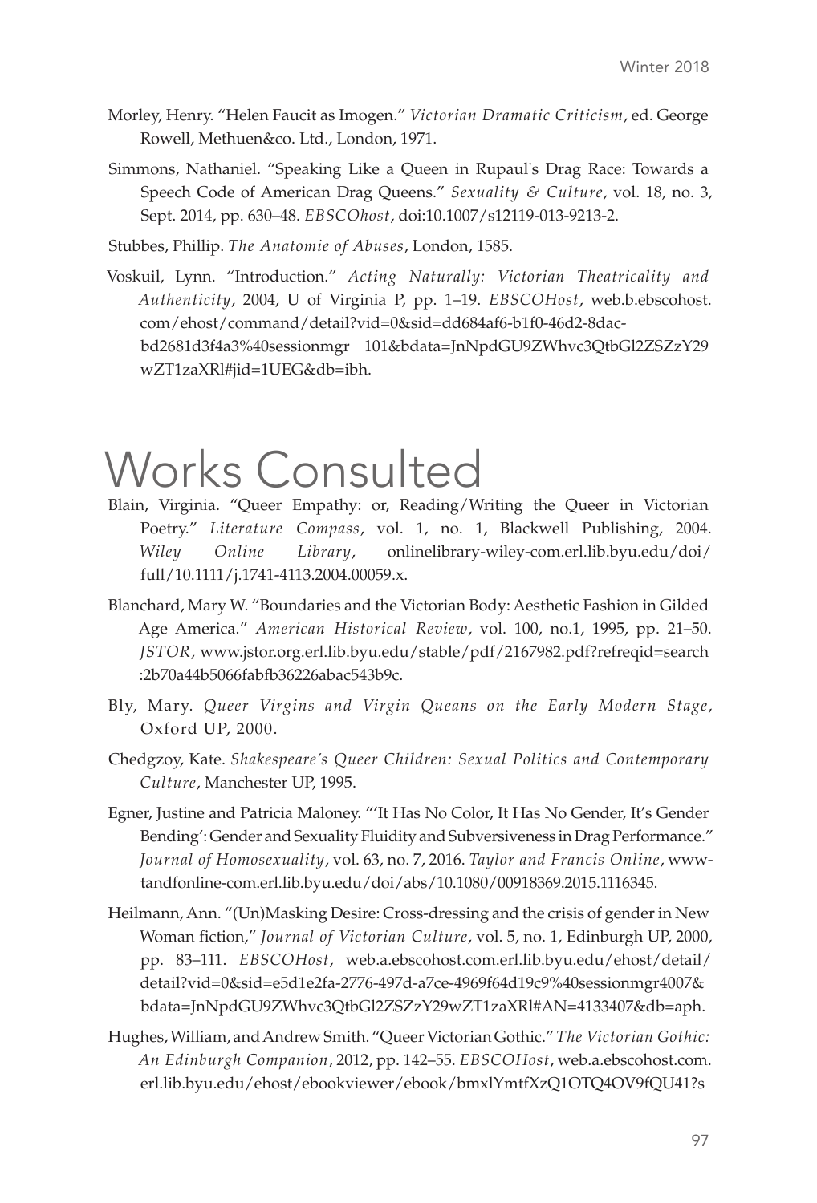Morley, Henry. "Helen Faucit as Imogen." *Victorian Dramatic Criticism*, ed. George Rowell, Methuen&co. Ltd., London, 1971.

Simmons, Nathaniel. "Speaking Like a Queen in Rupaul's Drag Race: Towards a Speech Code of American Drag Queens." *Sexuality & Culture*, vol. 18, no. 3, Sept. 2014, pp. 630–48. *EBSCOhost*, doi:10.1007/s12119-013-9213-2.

Stubbes, Phillip. *The Anatomie of Abuses*, London, 1585.

Voskuil, Lynn. "Introduction." *Acting Naturally: Victorian Theatricality and Authenticity*, 2004, U of Virginia P, pp. 1–19. *EBSCOHost*, web.b.ebscohost.com/ehost/command/detail?vid=0&sid=dd684af6-b1f0-46d2-8dac-bd2681d3f4a3%40sessionmgr 101&bdata=JnNpdGU9ZWhvc3QtbGl2ZSZzY29wZT1zaXRl#jid=1UEG&db=ibh.

# Works Consulted

Blain, Virginia. "Queer Empathy: or, Reading/Writing the Queer in Victorian Poetry." *Literature Compass*, vol. 1, no. 1, Blackwell Publishing, 2004. *Wiley Online Library*, onlinelibrary-wiley-com.erl.lib.byu.edu/doi/full/10.1111/j.1741-4113.2004.00059.x.

Blanchard, Mary W. "Boundaries and the Victorian Body: Aesthetic Fashion in Gilded Age America." *American Historical Review*, vol. 100, no.1, 1995, pp. 21–50. *JSTOR*, www.jstor.org.erl.lib.byu.edu/stable/pdf/2167982.pdf?refreqid=search:2b70a44b5066fabfb36226abac543b9c.

Bly, Mary. *Queer Virgins and Virgin Queans on the Early Modern Stage*, Oxford UP, 2000.

Chedgzoy, Kate. *Shakespeare's Queer Children: Sexual Politics and Contemporary Culture*, Manchester UP, 1995.

Egner, Justine and Patricia Maloney. "'It Has No Color, It Has No Gender, It's Gender Bending': Gender and Sexuality Fluidity and Subversiveness in Drag Performance." *Journal of Homosexuality*, vol. 63, no. 7, 2016. *Taylor and Francis Online*, www-tandfonline-com.erl.lib.byu.edu/doi/abs/10.1080/00918369.2015.1116345.

Heilmann, Ann. "(Un)Masking Desire: Cross-dressing and the crisis of gender in New Woman fiction," *Journal of Victorian Culture*, vol. 5, no. 1, Edinburgh UP, 2000, pp. 83–111. *EBSCOHost*, web.a.ebscohost.com.erl.lib.byu.edu/ehost/detail/detail?vid=0&sid=e5d1e2fa-2776-497d-a7ce-4969f64d19c9%40sessionmgr4007&bdata=JnNpdGU9ZWhvc3QtbGl2ZSZzY29wZT1zaXRl#AN=4133407&db=aph.

Hughes, William, and Andrew Smith. "Queer Victorian Gothic." *The Victorian Gothic: An Edinburgh Companion*, 2012, pp. 142–55. *EBSCOHost*, web.a.ebscohost.com.erl.lib.byu.edu/ehost/ebookviewer/ebook/bmxlYmtfXzQ1OTQ4OV9fQU41?s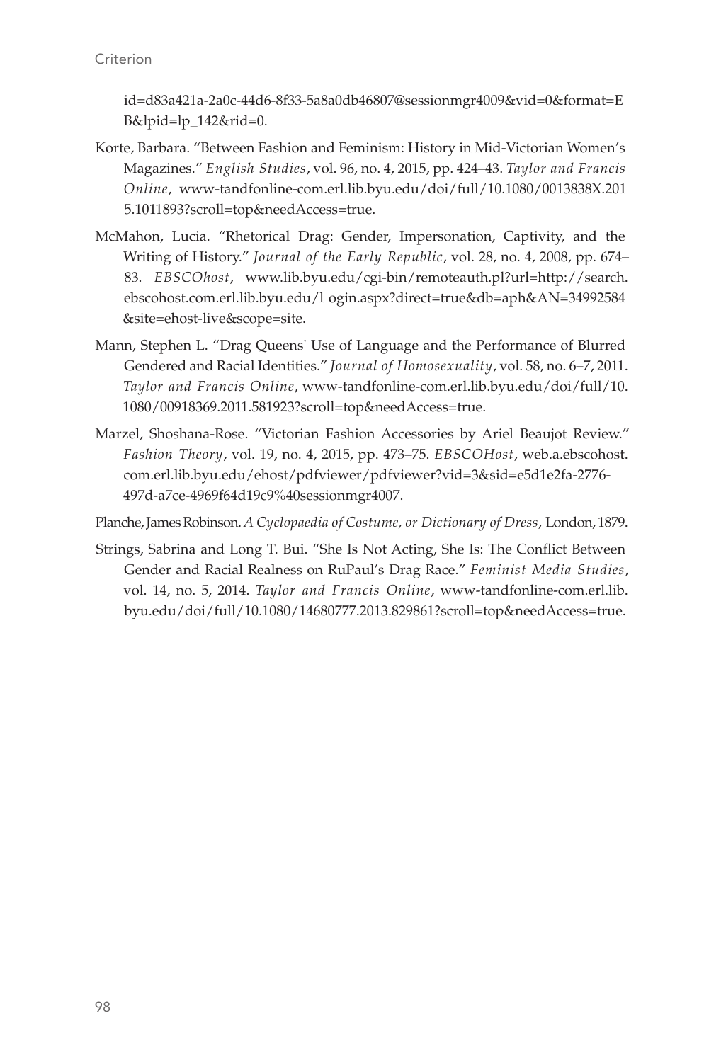id=d83a421a-2a0c-44d6-8f33-5a8a0db46807@sessionmgr4009&vid=0&format=EB&lpid=lp_142&rid=0.

Korte, Barbara. "Between Fashion and Feminism: History in Mid-Victorian Women's Magazines." *English Studies*, vol. 96, no. 4, 2015, pp. 424–43. *Taylor and Francis Online*, www-tandfonline-com.erl.lib.byu.edu/doi/full/10.1080/0013838X.2015.1011893?scroll=top&needAccess=true.

McMahon, Lucia. "Rhetorical Drag: Gender, Impersonation, Captivity, and the Writing of History." *Journal of the Early Republic*, vol. 28, no. 4, 2008, pp. 674–83. *EBSCOhost*, www.lib.byu.edu/cgi-bin/remoteauth.pl?url=http://search.ebscohost.com.erl.lib.byu.edu/l ogin.aspx?direct=true&db=aph&AN=34992584&site=ehost-live&scope=site.

Mann, Stephen L. "Drag Queens' Use of Language and the Performance of Blurred Gendered and Racial Identities." *Journal of Homosexuality*, vol. 58, no. 6–7, 2011. *Taylor and Francis Online*, www-tandfonline-com.erl.lib.byu.edu/doi/full/10.1080/00918369.2011.581923?scroll=top&needAccess=true.

Marzel, Shoshana-Rose. "Victorian Fashion Accessories by Ariel Beaujot Review." *Fashion Theory*, vol. 19, no. 4, 2015, pp. 473–75. *EBSCOHost*, web.a.ebscohost.com.erl.lib.byu.edu/ehost/pdfviewer/pdfviewer?vid=3&sid=e5d1e2fa-2776-497d-a7ce-4969f64d19c9%40sessionmgr4007.

Planche, James Robinson. *A Cyclopaedia of Costume, or Dictionary of Dress*, London, 1879.

Strings, Sabrina and Long T. Bui. "She Is Not Acting, She Is: The Conflict Between Gender and Racial Realness on RuPaul's Drag Race." *Feminist Media Studies*, vol. 14, no. 5, 2014. *Taylor and Francis Online*, www-tandfonline-com.erl.lib.byu.edu/doi/full/10.1080/14680777.2013.829861?scroll=top&needAccess=true.